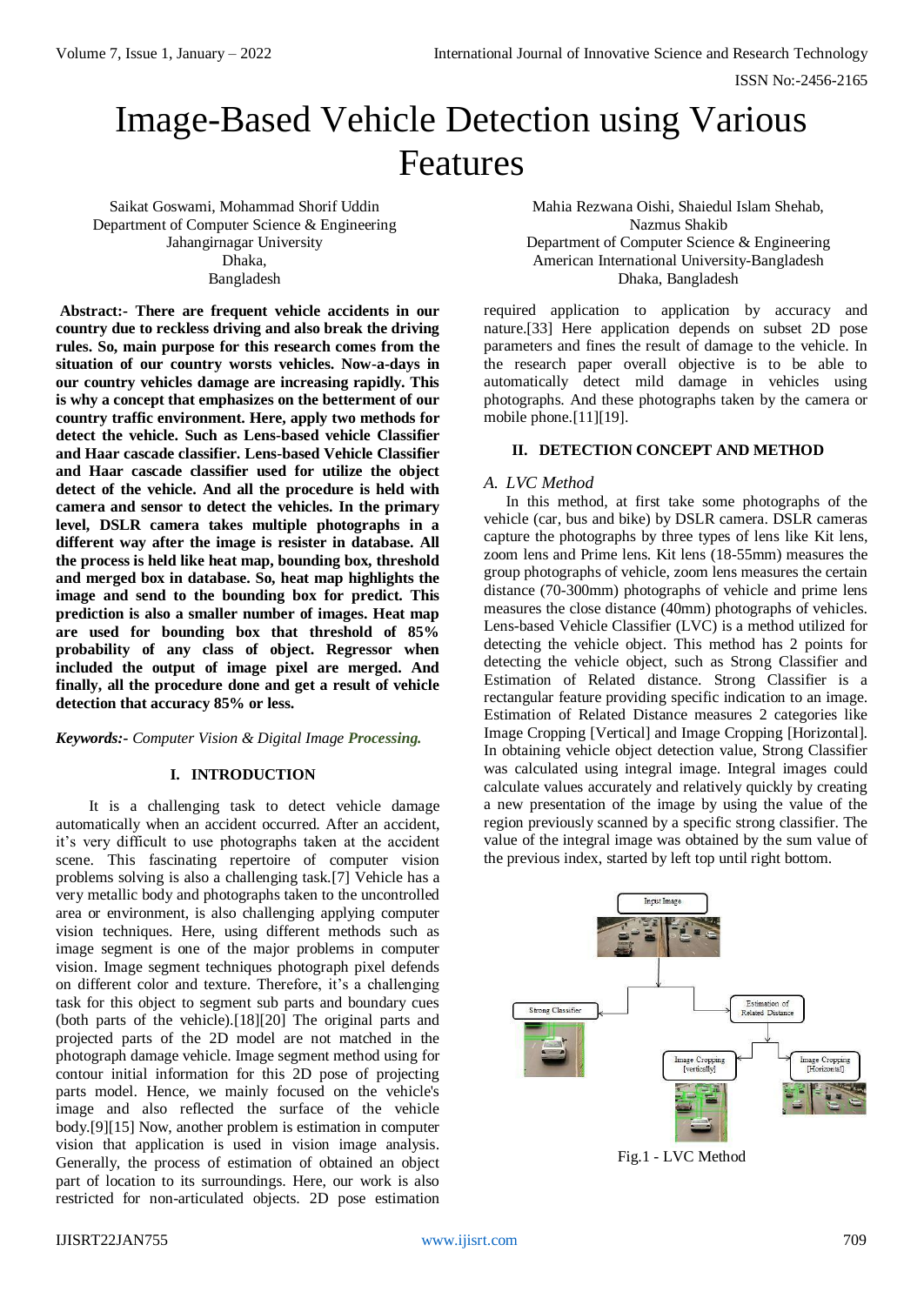# Image-Based Vehicle Detection using Various Features

Saikat Goswami, Mohammad Shorif Uddin
Department of Computer Science & Engineering
Jahangirnagar University
Dhaka,
Bangladesh

Mahia Rezwana Oishi, Shaiedul Islam Shehab,
Nazmus Shakib
Department of Computer Science & Engineering
American International University-Bangladesh
Dhaka, Bangladesh

**Abstract:- There are frequent vehicle accidents in our country due to reckless driving and also break the driving rules. So, main purpose for this research comes from the situation of our country worsts vehicles. Now-a-days in our country vehicles damage are increasing rapidly. This is why a concept that emphasizes on the betterment of our country traffic environment. Here, apply two methods for detect the vehicle. Such as Lens-based vehicle Classifier and Haar cascade classifier. Lens-based Vehicle Classifier and Haar cascade classifier used for utilize the object detect of the vehicle. And all the procedure is held with camera and sensor to detect the vehicles. In the primary level, DSLR camera takes multiple photographs in a different way after the image is resister in database. All the process is held like heat map, bounding box, threshold and merged box in database. So, heat map highlights the image and send to the bounding box for predict. This prediction is also a smaller number of images. Heat map are used for bounding box that threshold of 85% probability of any class of object. Regressor when included the output of image pixel are merged. And finally, all the procedure done and get a result of vehicle detection that accuracy 85% or less.**

***Keywords:-*** *Computer Vision & Digital Image **Processing.***

## I. INTRODUCTION

It is a challenging task to detect vehicle damage automatically when an accident occurred. After an accident, it's very difficult to use photographs taken at the accident scene. This fascinating repertoire of computer vision problems solving is also a challenging task.[7] Vehicle has a very metallic body and photographs taken to the uncontrolled area or environment, is also challenging applying computer vision techniques. Here, using different methods such as image segment is one of the major problems in computer vision. Image segment techniques photograph pixel defends on different color and texture. Therefore, it's a challenging task for this object to segment sub parts and boundary cues (both parts of the vehicle).[18][20] The original parts and projected parts of the 2D model are not matched in the photograph damage vehicle. Image segment method using for contour initial information for this 2D pose of projecting parts model. Hence, we mainly focused on the vehicle's image and also reflected the surface of the vehicle body.[9][15] Now, another problem is estimation in computer vision that application is used in vision image analysis. Generally, the process of estimation of obtained an object part of location to its surroundings. Here, our work is also restricted for non-articulated objects. 2D pose estimation required application to application by accuracy and nature.[33] Here application depends on subset 2D pose parameters and fines the result of damage to the vehicle. In the research paper overall objective is to be able to automatically detect mild damage in vehicles using photographs. And these photographs taken by the camera or mobile phone.[11][19].

## II. DETECTION CONCEPT AND METHOD

### *A. LVC Method*

In this method, at first take some photographs of the vehicle (car, bus and bike) by DSLR camera. DSLR cameras capture the photographs by three types of lens like Kit lens, zoom lens and Prime lens. Kit lens (18-55mm) measures the group photographs of vehicle, zoom lens measures the certain distance (70-300mm) photographs of vehicle and prime lens measures the close distance (40mm) photographs of vehicles. Lens-based Vehicle Classifier (LVC) is a method utilized for detecting the vehicle object. This method has 2 points for detecting the vehicle object, such as Strong Classifier and Estimation of Related distance. Strong Classifier is a rectangular feature providing specific indication to an image. Estimation of Related Distance measures 2 categories like Image Cropping [Vertical] and Image Cropping [Horizontal]. In obtaining vehicle object detection value, Strong Classifier was calculated using integral image. Integral images could calculate values accurately and relatively quickly by creating a new presentation of the image by using the value of the region previously scanned by a specific strong classifier. The value of the integral image was obtained by the sum value of the previous index, started by left top until right bottom.

Fig.1 - LVC Method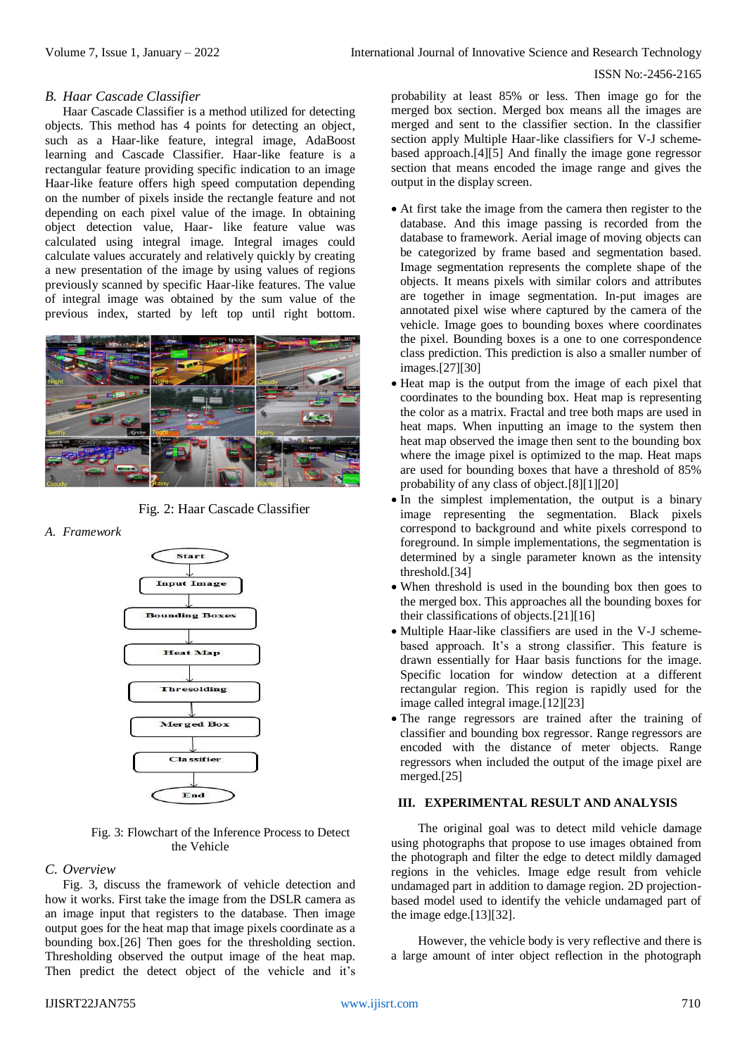### B. Haar Cascade Classifier

Haar Cascade Classifier is a method utilized for detecting objects. This method has 4 points for detecting an object, such as a Haar-like feature, integral image, AdaBoost learning and Cascade Classifier. Haar-like feature is a rectangular feature providing specific indication to an image Haar-like feature offers high speed computation depending on the number of pixels inside the rectangle feature and not depending on each pixel value of the image. In obtaining object detection value, Haar- like feature value was calculated using integral image. Integral images could calculate values accurately and relatively quickly by creating a new presentation of the image by using values of regions previously scanned by specific Haar-like features. The value of integral image was obtained by the sum value of the previous index, started by left top until right bottom.

Fig. 2: Haar Cascade Classifier

### A. Framework

Fig. 3: Flowchart of the Inference Process to Detect the Vehicle

### C. Overview

Fig. 3, discuss the framework of vehicle detection and how it works. First take the image from the DSLR camera as an image input that registers to the database. Then image output goes for the heat map that image pixels coordinate as a bounding box.[26] Then goes for the thresholding section. Thresholding observed the output image of the heat map. Then predict the detect object of the vehicle and it's probability at least 85% or less. Then image go for the merged box section. Merged box means all the images are merged and sent to the classifier section. In the classifier section apply Multiple Haar-like classifiers for V-J scheme-based approach.[4][5] And finally the image gone regressor section that means encoded the image range and gives the output in the display screen.

- At first take the image from the camera then register to the database. And this image passing is recorded from the database to framework. Aerial image of moving objects can be categorized by frame based and segmentation based. Image segmentation represents the complete shape of the objects. It means pixels with similar colors and attributes are together in image segmentation. In-put images are annotated pixel wise where captured by the camera of the vehicle. Image goes to bounding boxes where coordinates the pixel. Bounding boxes is a one to one correspondence class prediction. This prediction is also a smaller number of images.[27][30]
- Heat map is the output from the image of each pixel that coordinates to the bounding box. Heat map is representing the color as a matrix. Fractal and tree both maps are used in heat maps. When inputting an image to the system then heat map observed the image then sent to the bounding box where the image pixel is optimized to the map. Heat maps are used for bounding boxes that have a threshold of 85% probability of any class of object.[8][1][20]
- In the simplest implementation, the output is a binary image representing the segmentation. Black pixels correspond to background and white pixels correspond to foreground. In simple implementations, the segmentation is determined by a single parameter known as the intensity threshold.[34]
- When threshold is used in the bounding box then goes to the merged box. This approaches all the bounding boxes for their classifications of objects.[21][16]
- Multiple Haar-like classifiers are used in the V-J scheme-based approach. It's a strong classifier. This feature is drawn essentially for Haar basis functions for the image. Specific location for window detection at a different rectangular region. This region is rapidly used for the image called integral image.[12][23]
- The range regressors are trained after the training of classifier and bounding box regressor. Range regressors are encoded with the distance of meter objects. Range regressors when included the output of the image pixel are merged.[25]

## III. EXPERIMENTAL RESULT AND ANALYSIS

The original goal was to detect mild vehicle damage using photographs that propose to use images obtained from the photograph and filter the edge to detect mildly damaged regions in the vehicles. Image edge result from vehicle undamaged part in addition to damage region. 2D projection-based model used to identify the vehicle undamaged part of the image edge.[13][32].

However, the vehicle body is very reflective and there is a large amount of inter object reflection in the photograph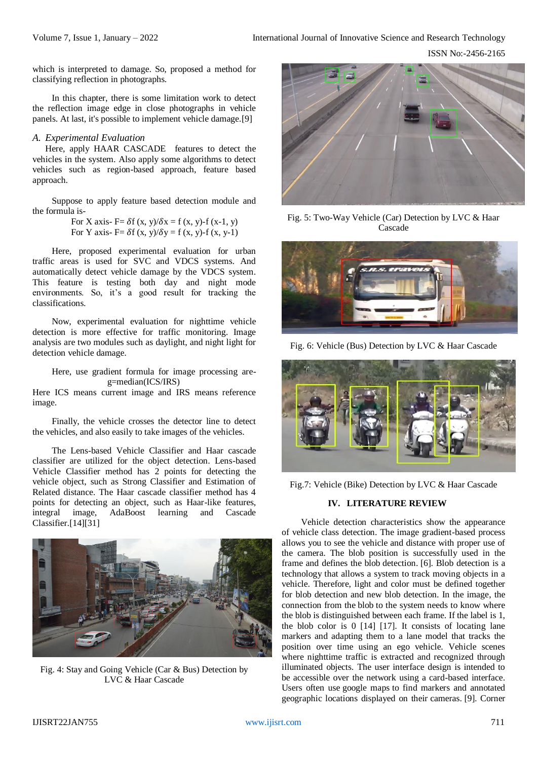which is interpreted to damage. So, proposed a method for classifying reflection in photographs.

In this chapter, there is some limitation work to detect the reflection image edge in close photographs in vehicle panels. At last, it's possible to implement vehicle damage.[9]

### *A. Experimental Evaluation*

Here, apply HAAR CASCADE features to detect the vehicles in the system. Also apply some algorithms to detect vehicles such as region-based approach, feature based approach.

Suppose to apply feature based detection module and the formula is-

For X axis- $F = \delta f(x, y)/\delta x = f(x, y) - f(x-1, y)$

For Y axis- $F = \delta f(x, y)/\delta y = f(x, y) - f(x, y-1)$

Here, proposed experimental evaluation for urban traffic areas is used for SVC and VDCS systems. And automatically detect vehicle damage by the VDCS system. This feature is testing both day and night mode environments. So, it's a good result for tracking the classifications.

Now, experimental evaluation for nighttime vehicle detection is more effective for traffic monitoring. Image analysis are two modules such as daylight, and night light for detection vehicle damage.

Here, use gradient formula for image processing are-

$$g = \text{median}(ICS/IRS)$$

Here ICS means current image and IRS means reference image.

Finally, the vehicle crosses the detector line to detect the vehicles, and also easily to take images of the vehicles.

The Lens-based Vehicle Classifier and Haar cascade classifier are utilized for the object detection. Lens-based Vehicle Classifier method has 2 points for detecting the vehicle object, such as Strong Classifier and Estimation of Related distance. The Haar cascade classifier method has 4 points for detecting an object, such as Haar-like features, integral image, AdaBoost learning and Cascade Classifier.[14][31]

Fig. 4: Stay and Going Vehicle (Car & Bus) Detection by LVC & Haar Cascade

Fig. 5: Two-Way Vehicle (Car) Detection by LVC & Haar Cascade

Fig. 6: Vehicle (Bus) Detection by LVC & Haar Cascade

Fig.7: Vehicle (Bike) Detection by LVC & Haar Cascade

## IV. LITERATURE REVIEW

Vehicle detection characteristics show the appearance of vehicle class detection. The image gradient-based process allows you to see the vehicle and distance with proper use of the camera. The blob position is successfully used in the frame and defines the blob detection. [6]. Blob detection is a technology that allows a system to track moving objects in a vehicle. Therefore, light and color must be defined together for blob detection and new blob detection. In the image, the connection from the blob to the system needs to know where the blob is distinguished between each frame. If the label is 1, the blob color is 0 [14] [17]. It consists of locating lane markers and adapting them to a lane model that tracks the position over time using an ego vehicle. Vehicle scenes where nighttime traffic is extracted and recognized through illuminated objects. The user interface design is intended to be accessible over the network using a card-based interface. Users often use google maps to find markers and annotated geographic locations displayed on their cameras. [9]. Corner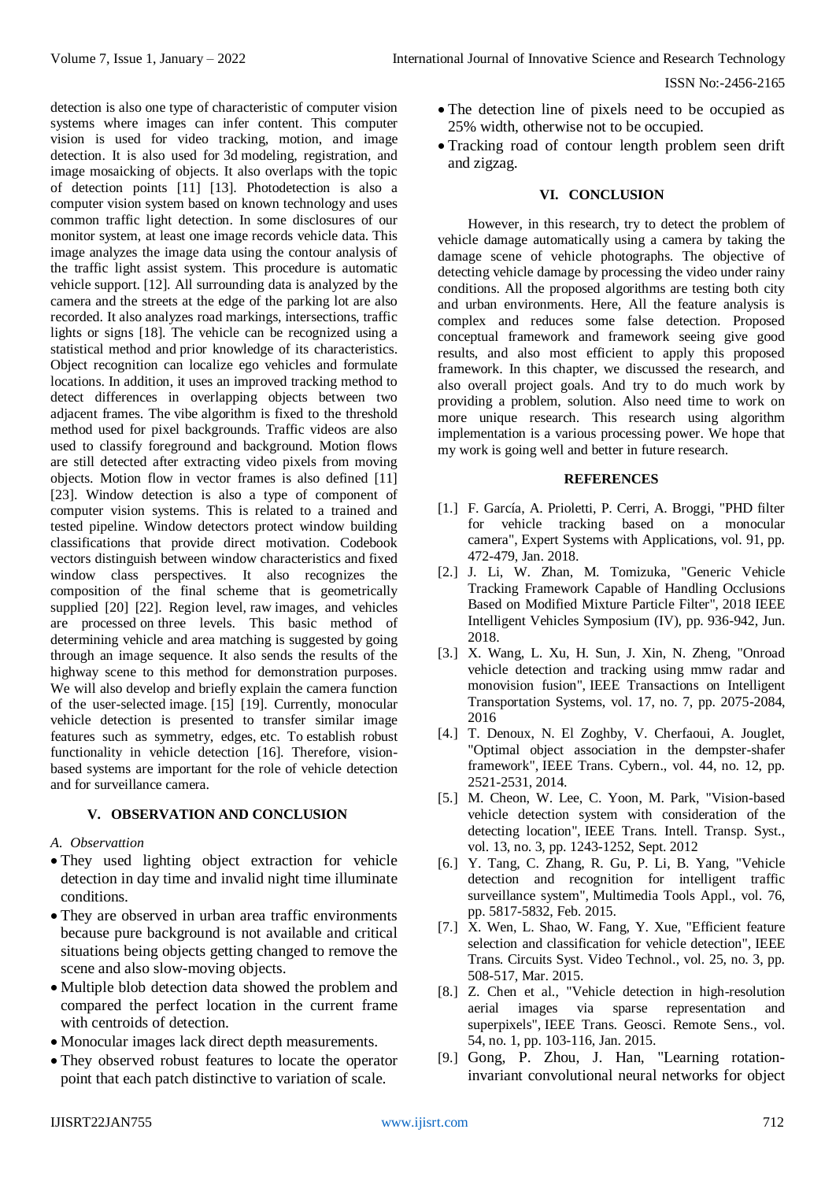detection is also one type of characteristic of computer vision systems where images can infer content. This computer vision is used for video tracking, motion, and image detection. It is also used for 3d modeling, registration, and image mosaicking of objects. It also overlaps with the topic of detection points [11] [13]. Photodetection is also a computer vision system based on known technology and uses common traffic light detection. In some disclosures of our monitor system, at least one image records vehicle data. This image analyzes the image data using the contour analysis of the traffic light assist system. This procedure is automatic vehicle support. [12]. All surrounding data is analyzed by the camera and the streets at the edge of the parking lot are also recorded. It also analyzes road markings, intersections, traffic lights or signs [18]. The vehicle can be recognized using a statistical method and prior knowledge of its characteristics. Object recognition can localize ego vehicles and formulate locations. In addition, it uses an improved tracking method to detect differences in overlapping objects between two adjacent frames. The vibe algorithm is fixed to the threshold method used for pixel backgrounds. Traffic videos are also used to classify foreground and background. Motion flows are still detected after extracting video pixels from moving objects. Motion flow in vector frames is also defined [11] [23]. Window detection is also a type of component of computer vision systems. This is related to a trained and tested pipeline. Window detectors protect window building classifications that provide direct motivation. Codebook vectors distinguish between window characteristics and fixed window class perspectives. It also recognizes the composition of the final scheme that is geometrically supplied [20] [22]. Region level, raw images, and vehicles are processed on three levels. This basic method of determining vehicle and area matching is suggested by going through an image sequence. It also sends the results of the highway scene to this method for demonstration purposes. We will also develop and briefly explain the camera function of the user-selected image. [15] [19]. Currently, monocular vehicle detection is presented to transfer similar image features such as symmetry, edges, etc. To establish robust functionality in vehicle detection [16]. Therefore, vision-based systems are important for the role of vehicle detection and for surveillance camera.

## V. OBSERVATION AND CONCLUSION

### *A. Observattion*

- They used lighting object extraction for vehicle detection in day time and invalid night time illuminate conditions.
- They are observed in urban area traffic environments because pure background is not available and critical situations being objects getting changed to remove the scene and also slow-moving objects.
- Multiple blob detection data showed the problem and compared the perfect location in the current frame with centroids of detection.
- Monocular images lack direct depth measurements.
- They observed robust features to locate the operator point that each patch distinctive to variation of scale.
- The detection line of pixels need to be occupied as 25% width, otherwise not to be occupied.
- Tracking road of contour length problem seen drift and zigzag.

## VI. CONCLUSION

However, in this research, try to detect the problem of vehicle damage automatically using a camera by taking the damage scene of vehicle photographs. The objective of detecting vehicle damage by processing the video under rainy conditions. All the proposed algorithms are testing both city and urban environments. Here, All the feature analysis is complex and reduces some false detection. Proposed conceptual framework and framework seeing give good results, and also most efficient to apply this proposed framework. In this chapter, we discussed the research, and also overall project goals. And try to do much work by providing a problem, solution. Also need time to work on more unique research. This research using algorithm implementation is a various processing power. We hope that my work is going well and better in future research.

## REFERENCES

[1.] F. García, A. Prioletti, P. Cerri, A. Broggi, "PHD filter for vehicle tracking based on a monocular camera", Expert Systems with Applications, vol. 91, pp. 472-479, Jan. 2018.

[2.] J. Li, W. Zhan, M. Tomizuka, "Generic Vehicle Tracking Framework Capable of Handling Occlusions Based on Modified Mixture Particle Filter", 2018 IEEE Intelligent Vehicles Symposium (IV), pp. 936-942, Jun. 2018.

[3.] X. Wang, L. Xu, H. Sun, J. Xin, N. Zheng, "Onroad vehicle detection and tracking using mmw radar and monovision fusion", IEEE Transactions on Intelligent Transportation Systems, vol. 17, no. 7, pp. 2075-2084, 2016

[4.] T. Denoux, N. El Zoghby, V. Cherfaoui, A. Jouglet, "Optimal object association in the dempster-shafer framework", IEEE Trans. Cybern., vol. 44, no. 12, pp. 2521-2531, 2014.

[5.] M. Cheon, W. Lee, C. Yoon, M. Park, "Vision-based vehicle detection system with consideration of the detecting location", IEEE Trans. Intell. Transp. Syst., vol. 13, no. 3, pp. 1243-1252, Sept. 2012

[6.] Y. Tang, C. Zhang, R. Gu, P. Li, B. Yang, "Vehicle detection and recognition for intelligent traffic surveillance system", Multimedia Tools Appl., vol. 76, pp. 5817-5832, Feb. 2015.

[7.] X. Wen, L. Shao, W. Fang, Y. Xue, "Efficient feature selection and classification for vehicle detection", IEEE Trans. Circuits Syst. Video Technol., vol. 25, no. 3, pp. 508-517, Mar. 2015.

[8.] Z. Chen et al., "Vehicle detection in high-resolution aerial images via sparse representation and superpixels", IEEE Trans. Geosci. Remote Sens., vol. 54, no. 1, pp. 103-116, Jan. 2015.

[9.] Gong, P. Zhou, J. Han, "Learning rotation-invariant convolutional neural networks for object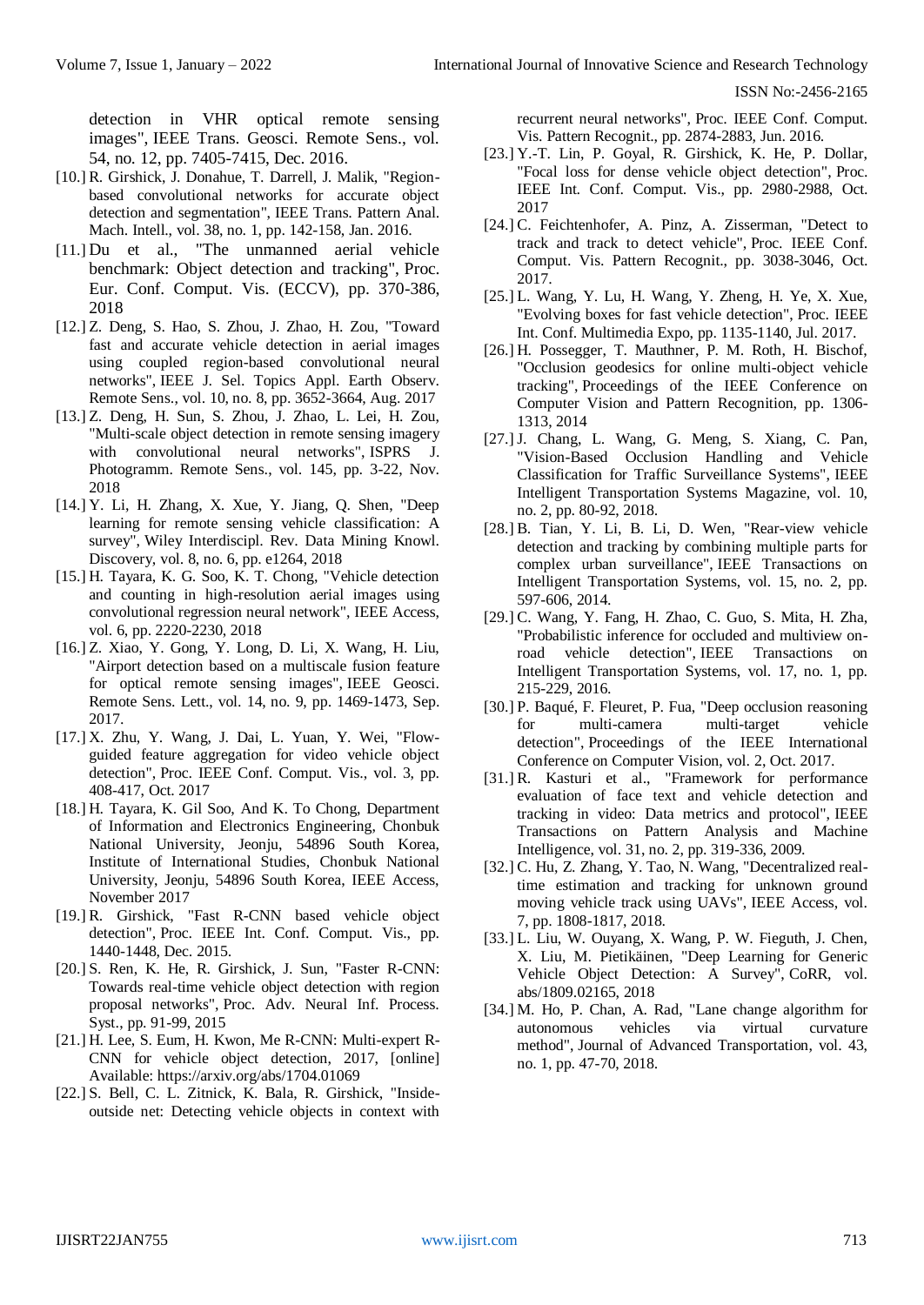detection in VHR optical remote sensing images", IEEE Trans. Geosci. Remote Sens., vol. 54, no. 12, pp. 7405-7415, Dec. 2016.

[10.] R. Girshick, J. Donahue, T. Darrell, J. Malik, "Region-based convolutional networks for accurate object detection and segmentation", IEEE Trans. Pattern Anal. Mach. Intell., vol. 38, no. 1, pp. 142-158, Jan. 2016.

[11.] Du et al., "The unmanned aerial vehicle benchmark: Object detection and tracking", Proc. Eur. Conf. Comput. Vis. (ECCV), pp. 370-386, 2018

[12.] Z. Deng, S. Hao, S. Zhou, J. Zhao, H. Zou, "Toward fast and accurate vehicle detection in aerial images using coupled region-based convolutional neural networks", IEEE J. Sel. Topics Appl. Earth Observ. Remote Sens., vol. 10, no. 8, pp. 3652-3664, Aug. 2017

[13.] Z. Deng, H. Sun, S. Zhou, J. Zhao, L. Lei, H. Zou, "Multi-scale object detection in remote sensing imagery with convolutional neural networks", ISPRS J. Photogramm. Remote Sens., vol. 145, pp. 3-22, Nov. 2018

[14.] Y. Li, H. Zhang, X. Xue, Y. Jiang, Q. Shen, "Deep learning for remote sensing vehicle classification: A survey", Wiley Interdiscipl. Rev. Data Mining Knowl. Discovery, vol. 8, no. 6, pp. e1264, 2018

[15.] H. Tayara, K. G. Soo, K. T. Chong, "Vehicle detection and counting in high-resolution aerial images using convolutional regression neural network", IEEE Access, vol. 6, pp. 2220-2230, 2018

[16.] Z. Xiao, Y. Gong, Y. Long, D. Li, X. Wang, H. Liu, "Airport detection based on a multiscale fusion feature for optical remote sensing images", IEEE Geosci. Remote Sens. Lett., vol. 14, no. 9, pp. 1469-1473, Sep. 2017.

[17.] X. Zhu, Y. Wang, J. Dai, L. Yuan, Y. Wei, "Flow-guided feature aggregation for video vehicle object detection", Proc. IEEE Conf. Comput. Vis., vol. 3, pp. 408-417, Oct. 2017

[18.] H. Tayara, K. Gil Soo, And K. To Chong, Department of Information and Electronics Engineering, Chonbuk National University, Jeonju, 54896 South Korea, Institute of International Studies, Chonbuk National University, Jeonju, 54896 South Korea, IEEE Access, November 2017

[19.] R. Girshick, "Fast R-CNN based vehicle object detection", Proc. IEEE Int. Conf. Comput. Vis., pp. 1440-1448, Dec. 2015.

[20.] S. Ren, K. He, R. Girshick, J. Sun, "Faster R-CNN: Towards real-time vehicle object detection with region proposal networks", Proc. Adv. Neural Inf. Process. Syst., pp. 91-99, 2015

[21.] H. Lee, S. Eum, H. Kwon, Me R-CNN: Multi-expert R-CNN for vehicle object detection, 2017, [online] Available: https://arxiv.org/abs/1704.01069

[22.] S. Bell, C. L. Zitnick, K. Bala, R. Girshick, "Inside-outside net: Detecting vehicle objects in context with recurrent neural networks", Proc. IEEE Conf. Comput. Vis. Pattern Recognit., pp. 2874-2883, Jun. 2016.

[23.] Y.-T. Lin, P. Goyal, R. Girshick, K. He, P. Dollar, "Focal loss for dense vehicle object detection", Proc. IEEE Int. Conf. Comput. Vis., pp. 2980-2988, Oct. 2017

[24.] C. Feichtenhofer, A. Pinz, A. Zisserman, "Detect to track and track to detect vehicle", Proc. IEEE Conf. Comput. Vis. Pattern Recognit., pp. 3038-3046, Oct. 2017.

[25.] L. Wang, Y. Lu, H. Wang, Y. Zheng, H. Ye, X. Xue, "Evolving boxes for fast vehicle detection", Proc. IEEE Int. Conf. Multimedia Expo, pp. 1135-1140, Jul. 2017.

[26.] H. Possegger, T. Mauthner, P. M. Roth, H. Bischof, "Occlusion geodesics for online multi-object vehicle tracking", Proceedings of the IEEE Conference on Computer Vision and Pattern Recognition, pp. 1306-1313, 2014

[27.] J. Chang, L. Wang, G. Meng, S. Xiang, C. Pan, "Vision-Based Occlusion Handling and Vehicle Classification for Traffic Surveillance Systems", IEEE Intelligent Transportation Systems Magazine, vol. 10, no. 2, pp. 80-92, 2018.

[28.] B. Tian, Y. Li, B. Li, D. Wen, "Rear-view vehicle detection and tracking by combining multiple parts for complex urban surveillance", IEEE Transactions on Intelligent Transportation Systems, vol. 15, no. 2, pp. 597-606, 2014.

[29.] C. Wang, Y. Fang, H. Zhao, C. Guo, S. Mita, H. Zha, "Probabilistic inference for occluded and multiview on-road vehicle detection", IEEE Transactions on Intelligent Transportation Systems, vol. 17, no. 1, pp. 215-229, 2016.

[30.] P. Baqué, F. Fleuret, P. Fua, "Deep occlusion reasoning for multi-camera multi-target vehicle detection", Proceedings of the IEEE International Conference on Computer Vision, vol. 2, Oct. 2017.

[31.] R. Kasturi et al., "Framework for performance evaluation of face text and vehicle detection and tracking in video: Data metrics and protocol", IEEE Transactions on Pattern Analysis and Machine Intelligence, vol. 31, no. 2, pp. 319-336, 2009.

[32.] C. Hu, Z. Zhang, Y. Tao, N. Wang, "Decentralized real-time estimation and tracking for unknown ground moving vehicle track using UAVs", IEEE Access, vol. 7, pp. 1808-1817, 2018.

[33.] L. Liu, W. Ouyang, X. Wang, P. W. Fieguth, J. Chen, X. Liu, M. Pietikäinen, "Deep Learning for Generic Vehicle Object Detection: A Survey", CoRR, vol. abs/1809.02165, 2018

[34.] M. Ho, P. Chan, A. Rad, "Lane change algorithm for autonomous vehicles via virtual curvature method", Journal of Advanced Transportation, vol. 43, no. 1, pp. 47-70, 2018.